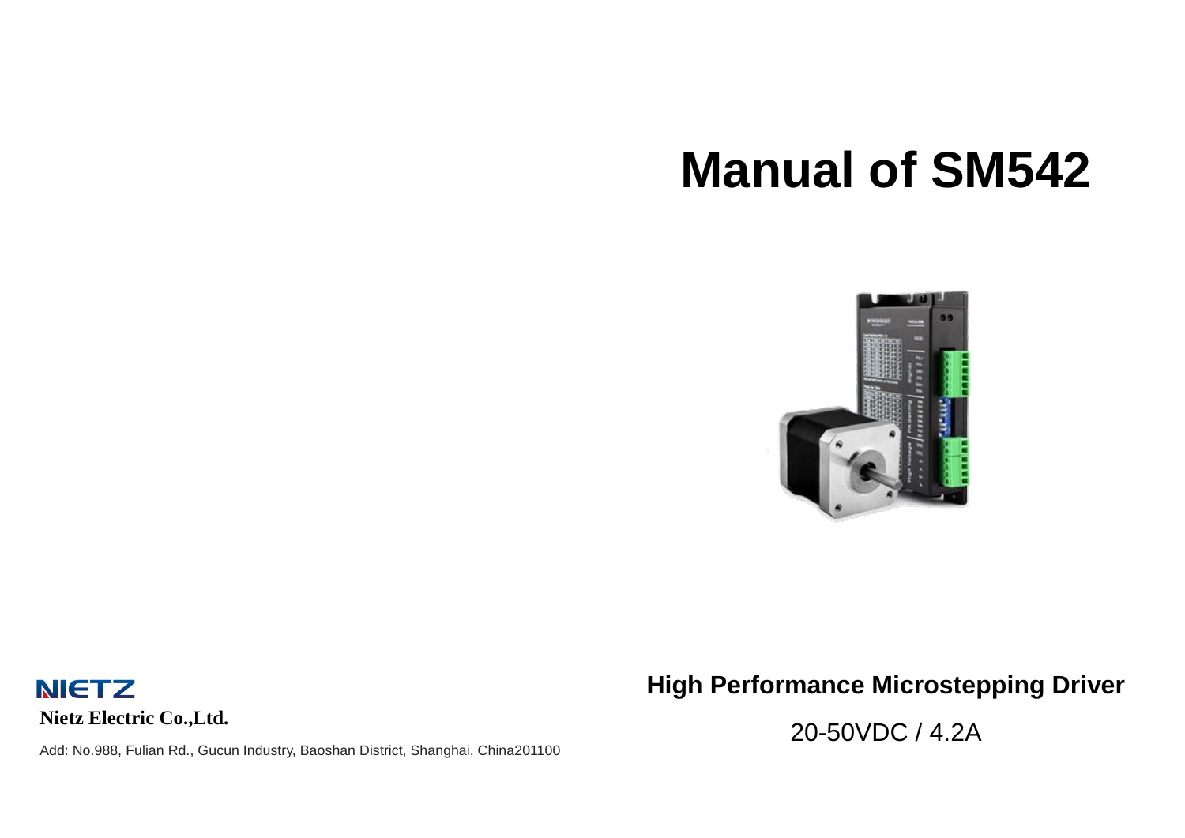# Manual of SM542

NIETZ

**Nietz Electric Co.,Ltd.**

Add: No.988, Fulian Rd., Gucun Industry, Baoshan District, Shanghai, China201100

**High Performance Microstepping Driver**

20-50VDC / 4.2A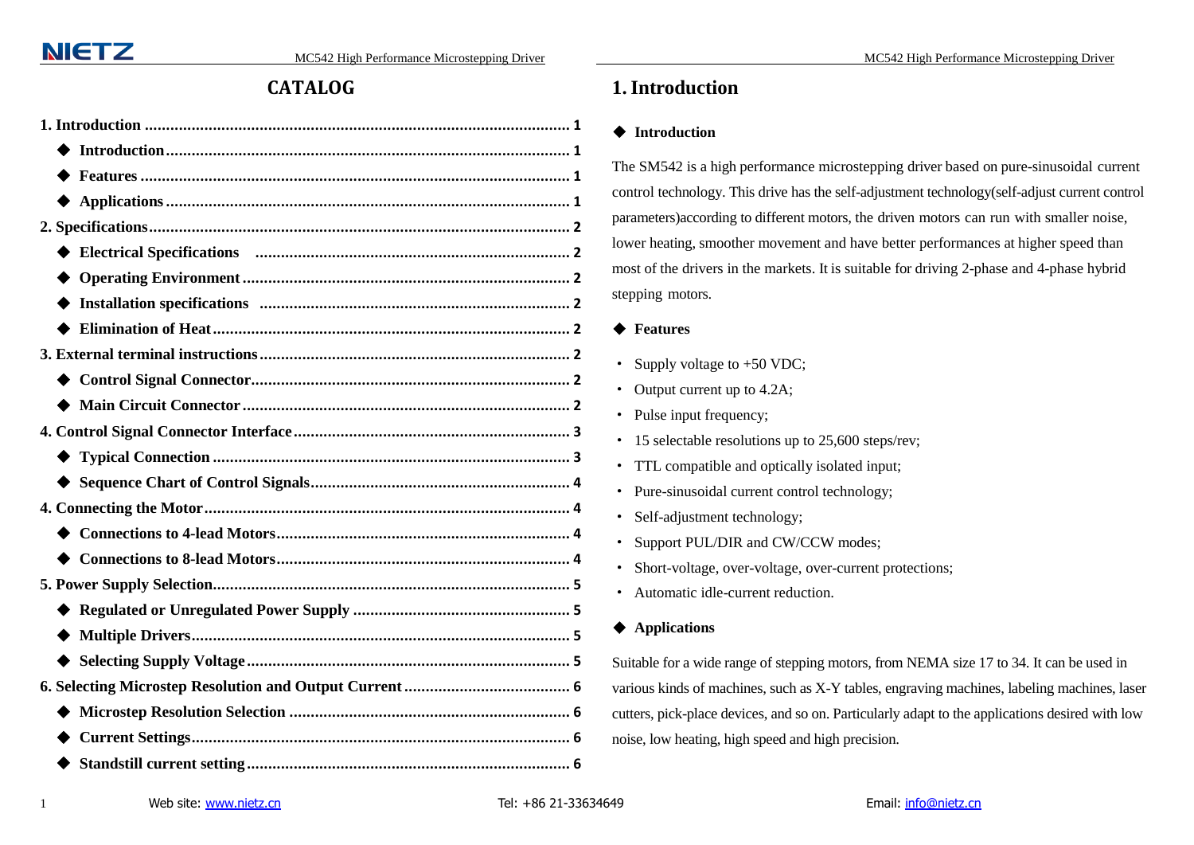## CATALOG

**1. Introduction ................................................................................................ 1**

- **Introduction .................................................................................................. 1**
- **Features ........................................................................................................ 1**
- **Applications .................................................................................................. 1**

**2. Specifications ............................................................................................... 2**

- **Electrical Specifications ............................................................................ 2**
- **Operating Environment ................................................................................ 2**
- **Installation specifications ........................................................................... 2**
- **Elimination of Heat ...................................................................................... 2**

**3. External terminal instructions ....................................................................... 2**

- **Control Signal Connector ............................................................................ 2**
- **Main Circuit Connector ................................................................................ 2**

**4. Control Signal Connector Interface ................................................................ 3**

- **Typical Connection ...................................................................................... 3**
- **Sequence Chart of Control Signals ............................................................. 4**

**4. Connecting the Motor ..................................................................................... 4**

- **Connections to 4-lead Motors ...................................................................... 4**
- **Connections to 8-lead Motors ...................................................................... 4**

**5. Power Supply Selection .................................................................................. 5**

- **Regulated or Unregulated Power Supply .................................................... 5**
- **Multiple Drivers ............................................................................................ 5**
- **Selecting Supply Voltage ............................................................................. 5**

**6. Selecting Microstep Resolution and Output Current ....................................... 6**

- **Microstep Resolution Selection ................................................................... 6**
- **Current Settings ........................................................................................... 6**
- **Standstill current setting ............................................................................. 6**

# 1. Introduction

### ◆ Introduction

The SM542 is a high performance microstepping driver based on pure-sinusoidal current control technology. This drive has the self-adjustment technology(self-adjust current control parameters)according to different motors, the driven motors can run with smaller noise, lower heating, smoother movement and have better performances at higher speed than most of the drivers in the markets. It is suitable for driving 2-phase and 4-phase hybrid stepping motors.

### ◆ Features

- Supply voltage to +50 VDC;
- Output current up to 4.2A;
- Pulse input frequency;
- 15 selectable resolutions up to 25,600 steps/rev;
- TTL compatible and optically isolated input;
- Pure-sinusoidal current control technology;
- Self-adjustment technology;
- Support PUL/DIR and CW/CCW modes;
- Short-voltage, over-voltage, over-current protections;
- Automatic idle-current reduction.

### ◆ Applications

Suitable for a wide range of stepping motors, from NEMA size 17 to 34. It can be used in various kinds of machines, such as X-Y tables, engraving machines, labeling machines, laser cutters, pick-place devices, and so on. Particularly adapt to the applications desired with low noise, low heating, high speed and high precision.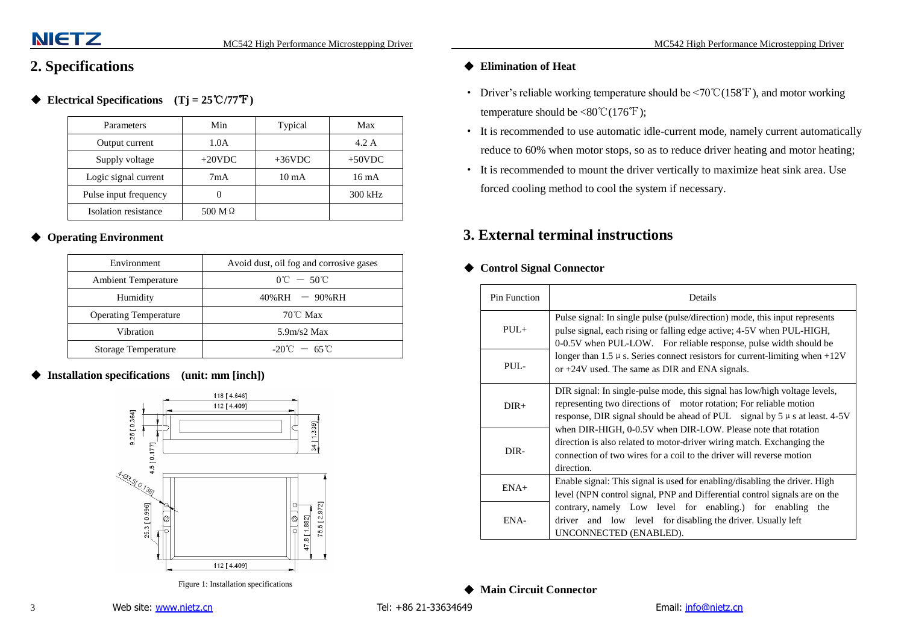## 2. Specifications

### ◆ Electrical Specifications (Tj = 25℃/77℉)

| Parameters | Min | Typical | Max |
|---|---|---|---|
| Output current | 1.0A | | 4.2 A |
| Supply voltage | +20VDC | +36VDC | +50VDC |
| Logic signal current | 7mA | 10 mA | 16 mA |
| Pulse input frequency | 0 | | 300 kHz |
| Isolation resistance | 500 MΩ | | |

### ◆ Operating Environment

| Environment | Avoid dust, oil fog and corrosive gases |
|---|---|
| Ambient Temperature | 0℃ － 50℃ |
| Humidity | 40%RH － 90%RH |
| Operating Temperature | 70℃ Max |
| Vibration | 5.9m/s2 Max |
| Storage Temperature | -20℃ － 65℃ |

### ◆ Installation specifications (unit: mm [inch])

Figure 1: Installation specifications

### ◆ Elimination of Heat

- Driver's reliable working temperature should be <70℃(158℉), and motor working temperature should be <80℃(176℉);
- It is recommended to use automatic idle-current mode, namely current automatically reduce to 60% when motor stops, so as to reduce driver heating and motor heating;
- It is recommended to mount the driver vertically to maximize heat sink area. Use forced cooling method to cool the system if necessary.

## 3. External terminal instructions

### ◆ Control Signal Connector

| Pin Function | Details |
|---|---|
| PUL+ | Pulse signal: In single pulse (pulse/direction) mode, this input represents pulse signal, each rising or falling edge active; 4-5V when PUL-HIGH, 0-0.5V when PUL-LOW. For reliable response, pulse width should be longer than 1.5μs. Series connect resistors for current-limiting when +12V or +24V used. The same as DIR and ENA signals. |
| PUL- | |
| DIR+ | DIR signal: In single-pulse mode, this signal has low/high voltage levels, representing two directions of motor rotation; For reliable motion response, DIR signal should be ahead of PUL signal by 5μs at least. 4-5V when DIR-HIGH, 0-0.5V when DIR-LOW. Please note that rotation direction is also related to motor-driver wiring match. Exchanging the connection of two wires for a coil to the driver will reverse motion direction. |
| DIR- | |
| ENA+ | Enable signal: This signal is used for enabling/disabling the driver. High level (NPN control signal, PNP and Differential control signals are on the contrary, namely Low level for enabling.) for enabling the driver and low level for disabling the driver. Usually left UNCONNECTED (ENABLED). |
| ENA- | |

### ◆ Main Circuit Connector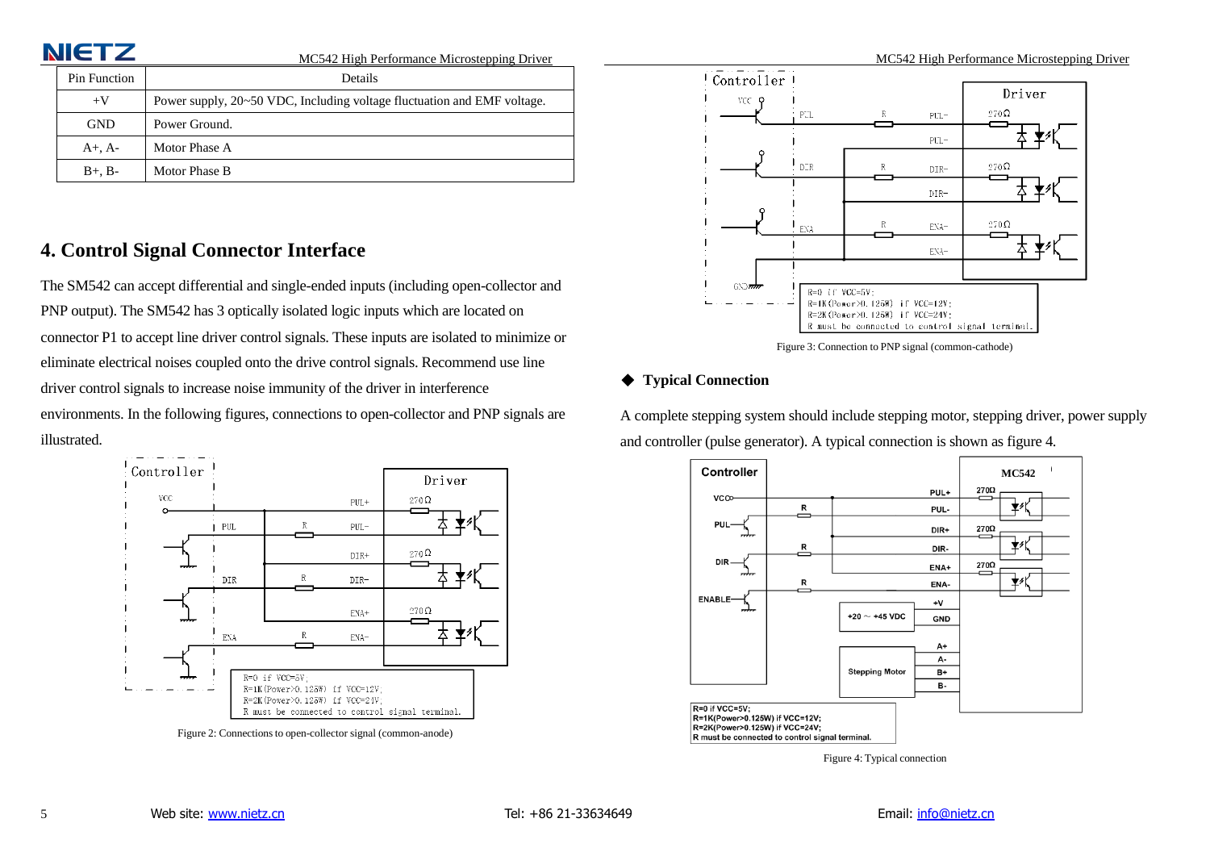| Pin Function | Details |
|---|---|
| +V | Power supply, 20~50 VDC, Including voltage fluctuation and EMF voltage. |
| GND | Power Ground. |
| A+, A- | Motor Phase A |
| B+, B- | Motor Phase B |

## 4. Control Signal Connector Interface

The SM542 can accept differential and single-ended inputs (including open-collector and PNP output). The SM542 has 3 optically isolated logic inputs which are located on connector P1 to accept line driver control signals. These inputs are isolated to minimize or eliminate electrical noises coupled onto the drive control signals. Recommend use line driver control signals to increase noise immunity of the driver in interference environments. In the following figures, connections to open-collector and PNP signals are illustrated.

Figure 2: Connections to open-collector signal (common-anode)

Figure 3: Connection to PNP signal (common-cathode)

### ◆ Typical Connection

A complete stepping system should include stepping motor, stepping driver, power supply and controller (pulse generator). A typical connection is shown as figure 4.

Figure 4: Typical connection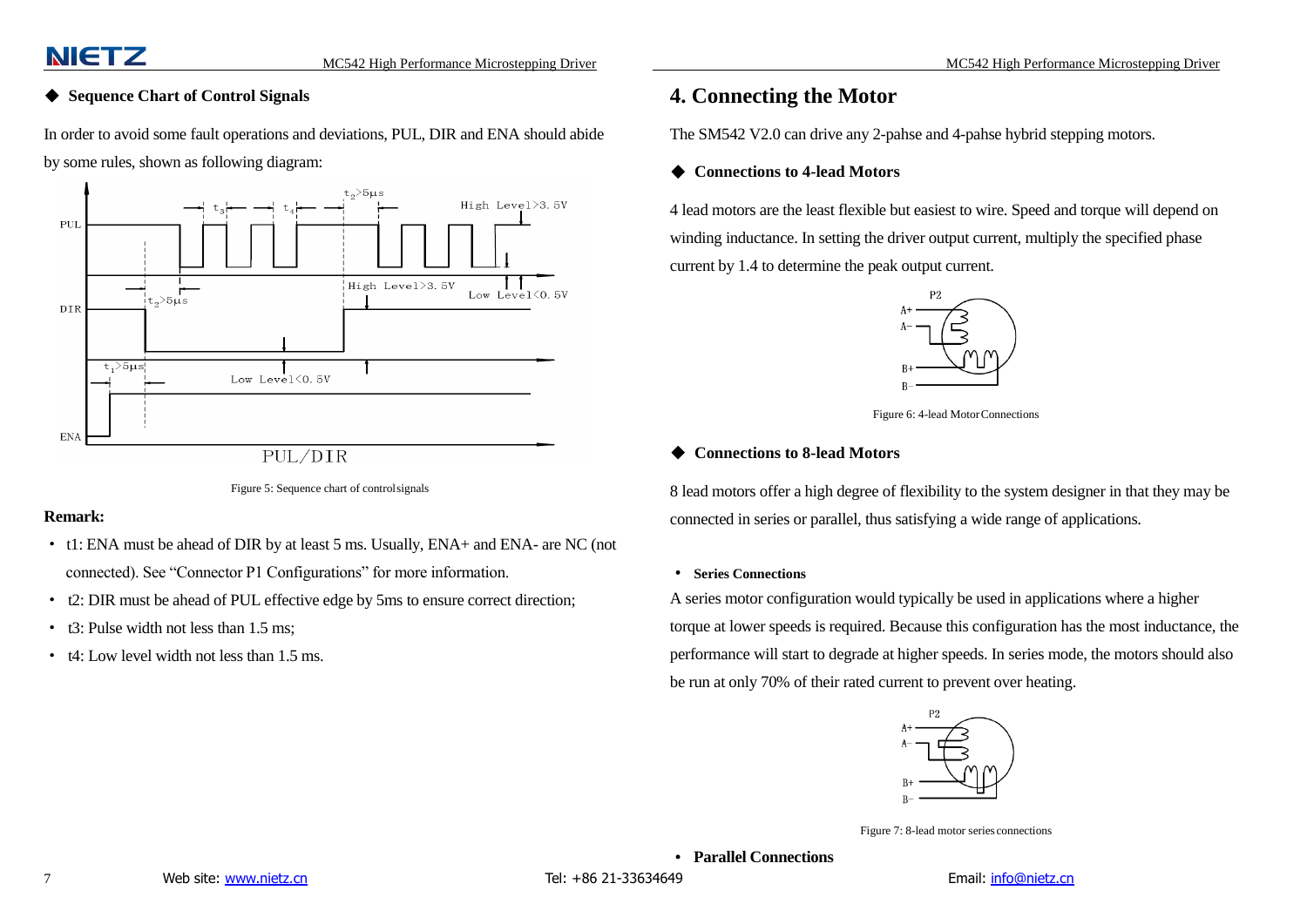- **Sequence Chart of Control Signals**

In order to avoid some fault operations and deviations, PUL, DIR and ENA should abide by some rules, shown as following diagram:

Figure 5: Sequence chart of control signals

**Remark:**

- t1: ENA must be ahead of DIR by at least 5 ms. Usually, ENA+ and ENA- are NC (not connected). See "Connector P1 Configurations" for more information.
- t2: DIR must be ahead of PUL effective edge by 5ms to ensure correct direction;
- t3: Pulse width not less than 1.5 ms;
- t4: Low level width not less than 1.5 ms.

# 4. Connecting the Motor

The SM542 V2.0 can drive any 2-pahse and 4-pahse hybrid stepping motors.

- **Connections to 4-lead Motors**

4 lead motors are the least flexible but easiest to wire. Speed and torque will depend on winding inductance. In setting the driver output current, multiply the specified phase current by 1.4 to determine the peak output current.

Figure 6: 4-lead Motor Connections

- **Connections to 8-lead Motors**

8 lead motors offer a high degree of flexibility to the system designer in that they may be connected in series or parallel, thus satisfying a wide range of applications.

- **Series Connections**

A series motor configuration would typically be used in applications where a higher torque at lower speeds is required. Because this configuration has the most inductance, the performance will start to degrade at higher speeds. In series mode, the motors should also be run at only 70% of their rated current to prevent over heating.

Figure 7: 8-lead motor series connections

- **Parallel Connections**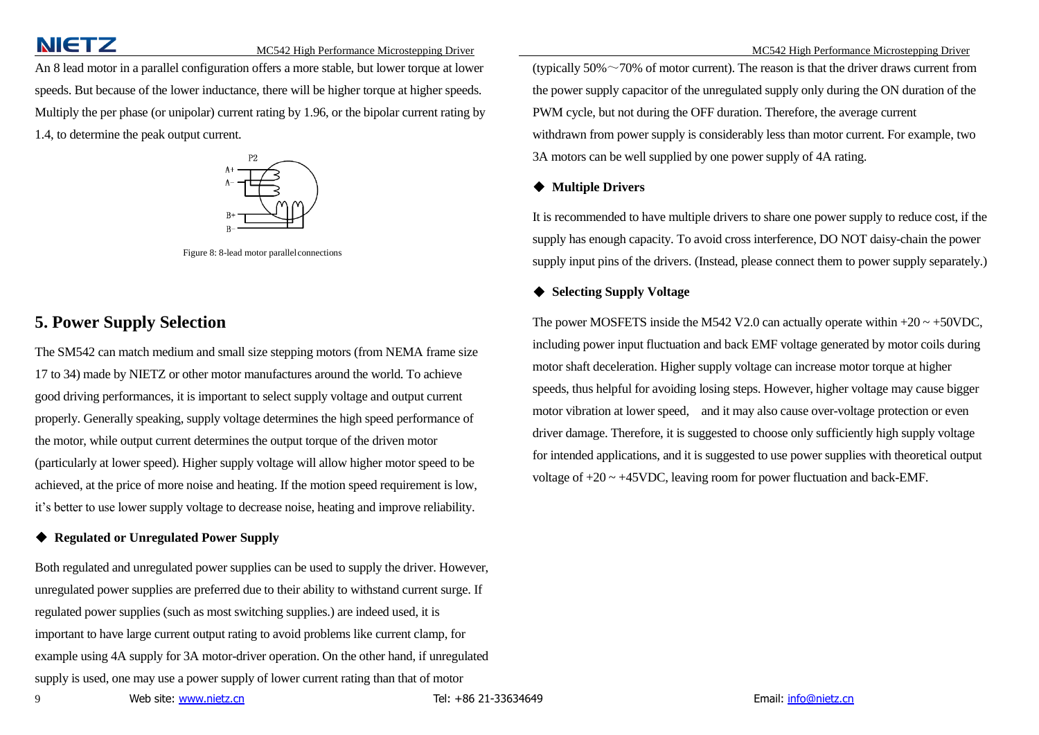An 8 lead motor in a parallel configuration offers a more stable, but lower torque at lower speeds. But because of the lower inductance, there will be higher torque at higher speeds. Multiply the per phase (or unipolar) current rating by 1.96, or the bipolar current rating by 1.4, to determine the peak output current.

Figure 8: 8-lead motor parallel connections

## 5. Power Supply Selection

The SM542 can match medium and small size stepping motors (from NEMA frame size 17 to 34) made by NIETZ or other motor manufactures around the world. To achieve good driving performances, it is important to select supply voltage and output current properly. Generally speaking, supply voltage determines the high speed performance of the motor, while output current determines the output torque of the driven motor (particularly at lower speed). Higher supply voltage will allow higher motor speed to be achieved, at the price of more noise and heating. If the motion speed requirement is low, it's better to use lower supply voltage to decrease noise, heating and improve reliability.

### ◆ Regulated or Unregulated Power Supply

Both regulated and unregulated power supplies can be used to supply the driver. However, unregulated power supplies are preferred due to their ability to withstand current surge. If regulated power supplies (such as most switching supplies.) are indeed used, it is important to have large current output rating to avoid problems like current clamp, for example using 4A supply for 3A motor-driver operation. On the other hand, if unregulated supply is used, one may use a power supply of lower current rating than that of motor (typically 50%～70% of motor current). The reason is that the driver draws current from the power supply capacitor of the unregulated supply only during the ON duration of the PWM cycle, but not during the OFF duration. Therefore, the average current withdrawn from power supply is considerably less than motor current. For example, two 3A motors can be well supplied by one power supply of 4A rating.

### ◆ Multiple Drivers

It is recommended to have multiple drivers to share one power supply to reduce cost, if the supply has enough capacity. To avoid cross interference, DO NOT daisy-chain the power supply input pins of the drivers. (Instead, please connect them to power supply separately.)

### ◆ Selecting Supply Voltage

The power MOSFETS inside the M542 V2.0 can actually operate within +20 ~ +50VDC, including power input fluctuation and back EMF voltage generated by motor coils during motor shaft deceleration. Higher supply voltage can increase motor torque at higher speeds, thus helpful for avoiding losing steps. However, higher voltage may cause bigger motor vibration at lower speed, and it may also cause over-voltage protection or even driver damage. Therefore, it is suggested to choose only sufficiently high supply voltage for intended applications, and it is suggested to use power supplies with theoretical output voltage of +20 ~ +45VDC, leaving room for power fluctuation and back-EMF.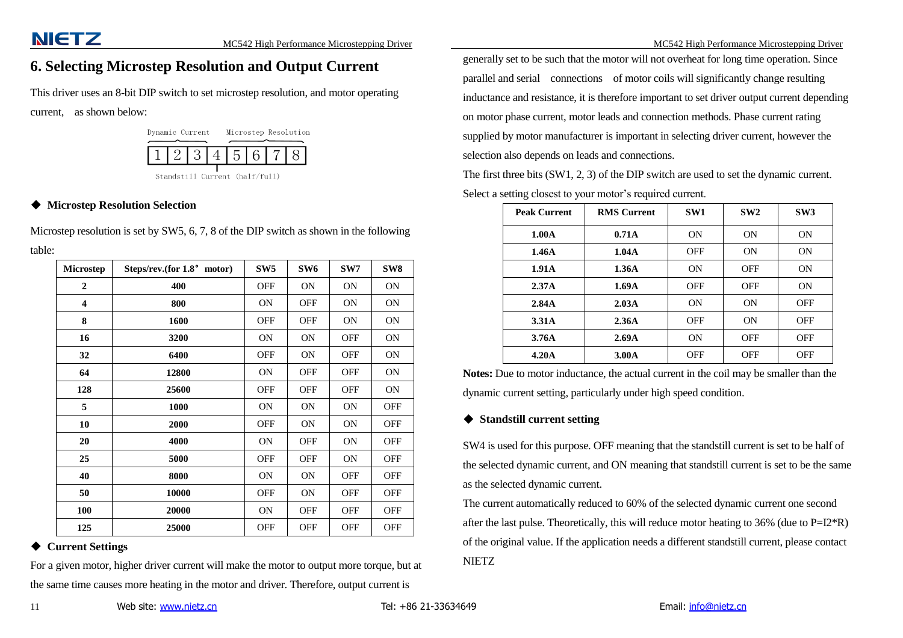## 6. Selecting Microstep Resolution and Output Current

This driver uses an 8-bit DIP switch to set microstep resolution, and motor operating current, as shown below:

Dynamic Current    Microstep Resolution

| 1 | 2 | 3 | 4 | 5 | 6 | 7 | 8 |
|---|---|---|---|---|---|---|---|

Standstill Current (half/full)

### ◆ Microstep Resolution Selection

Microstep resolution is set by SW5, 6, 7, 8 of the DIP switch as shown in the following table:

| Microstep | Steps/rev.(for 1.8° motor) | SW5 | SW6 | SW7 | SW8 |
|---|---|---|---|---|---|
| 2 | 400 | OFF | ON | ON | ON |
| 4 | 800 | ON | OFF | ON | ON |
| 8 | 1600 | OFF | OFF | ON | ON |
| 16 | 3200 | ON | ON | OFF | ON |
| 32 | 6400 | OFF | ON | OFF | ON |
| 64 | 12800 | ON | OFF | OFF | ON |
| 128 | 25600 | OFF | OFF | OFF | ON |
| 5 | 1000 | ON | ON | ON | OFF |
| 10 | 2000 | OFF | ON | ON | OFF |
| 20 | 4000 | ON | OFF | ON | OFF |
| 25 | 5000 | OFF | OFF | ON | OFF |
| 40 | 8000 | ON | ON | OFF | OFF |
| 50 | 10000 | OFF | ON | OFF | OFF |
| 100 | 20000 | ON | OFF | OFF | OFF |
| 125 | 25000 | OFF | OFF | OFF | OFF |

### ◆ Current Settings

For a given motor, higher driver current will make the motor to output more torque, but at the same time causes more heating in the motor and driver. Therefore, output current is generally set to be such that the motor will not overheat for long time operation. Since parallel and serial connections of motor coils will significantly change resulting inductance and resistance, it is therefore important to set driver output current depending on motor phase current, motor leads and connection methods. Phase current rating supplied by motor manufacturer is important in selecting driver current, however the selection also depends on leads and connections.

The first three bits (SW1, 2, 3) of the DIP switch are used to set the dynamic current. Select a setting closest to your motor's required current.

| Peak Current | RMS Current | SW1 | SW2 | SW3 |
|---|---|---|---|---|
| 1.00A | 0.71A | ON | ON | ON |
| 1.46A | 1.04A | OFF | ON | ON |
| 1.91A | 1.36A | ON | OFF | ON |
| 2.37A | 1.69A | OFF | OFF | ON |
| 2.84A | 2.03A | ON | ON | OFF |
| 3.31A | 2.36A | OFF | ON | OFF |
| 3.76A | 2.69A | ON | OFF | OFF |
| 4.20A | 3.00A | OFF | OFF | OFF |

**Notes:** Due to motor inductance, the actual current in the coil may be smaller than the dynamic current setting, particularly under high speed condition.

### ◆ Standstill current setting

SW4 is used for this purpose. OFF meaning that the standstill current is set to be half of the selected dynamic current, and ON meaning that standstill current is set to be the same as the selected dynamic current.

The current automatically reduced to 60% of the selected dynamic current one second after the last pulse. Theoretically, this will reduce motor heating to 36% (due to $P=I2*R$) of the original value. If the application needs a different standstill current, please contact NIETZ